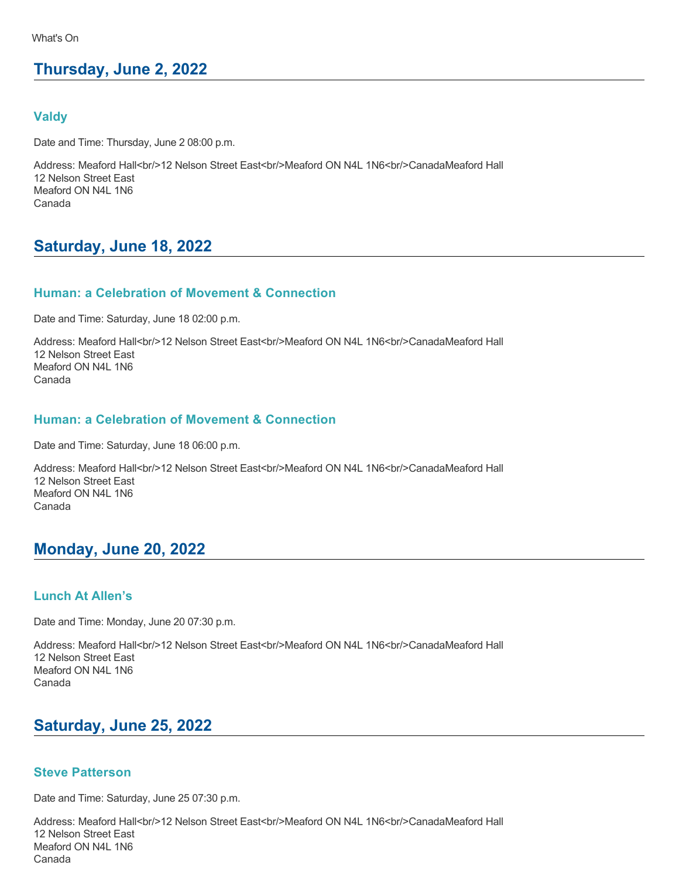What's On

## Thursday, June 2, 2022

### Valdy

Date and Time: Thursday, June 2 08:00 p.m.

Address: Meaford Hall<br/>12 Nelson Street East<br/>Meaford ON N4L 1N6<br/>CanadaMeaford Hall
12 Nelson Street East
Meaford ON N4L 1N6
Canada

## Saturday, June 18, 2022

### Human: a Celebration of Movement & Connection

Date and Time: Saturday, June 18 02:00 p.m.

Address: Meaford Hall<br/>12 Nelson Street East<br/>Meaford ON N4L 1N6<br/>CanadaMeaford Hall
12 Nelson Street East
Meaford ON N4L 1N6
Canada

### Human: a Celebration of Movement & Connection

Date and Time: Saturday, June 18 06:00 p.m.

Address: Meaford Hall<br/>12 Nelson Street East<br/>Meaford ON N4L 1N6<br/>CanadaMeaford Hall
12 Nelson Street East
Meaford ON N4L 1N6
Canada

## Monday, June 20, 2022

### Lunch At Allen's

Date and Time: Monday, June 20 07:30 p.m.

Address: Meaford Hall<br/>12 Nelson Street East<br/>Meaford ON N4L 1N6<br/>CanadaMeaford Hall
12 Nelson Street East
Meaford ON N4L 1N6
Canada

## Saturday, June 25, 2022

### Steve Patterson

Date and Time: Saturday, June 25 07:30 p.m.

Address: Meaford Hall<br/>12 Nelson Street East<br/>Meaford ON N4L 1N6<br/>CanadaMeaford Hall
12 Nelson Street East
Meaford ON N4L 1N6
Canada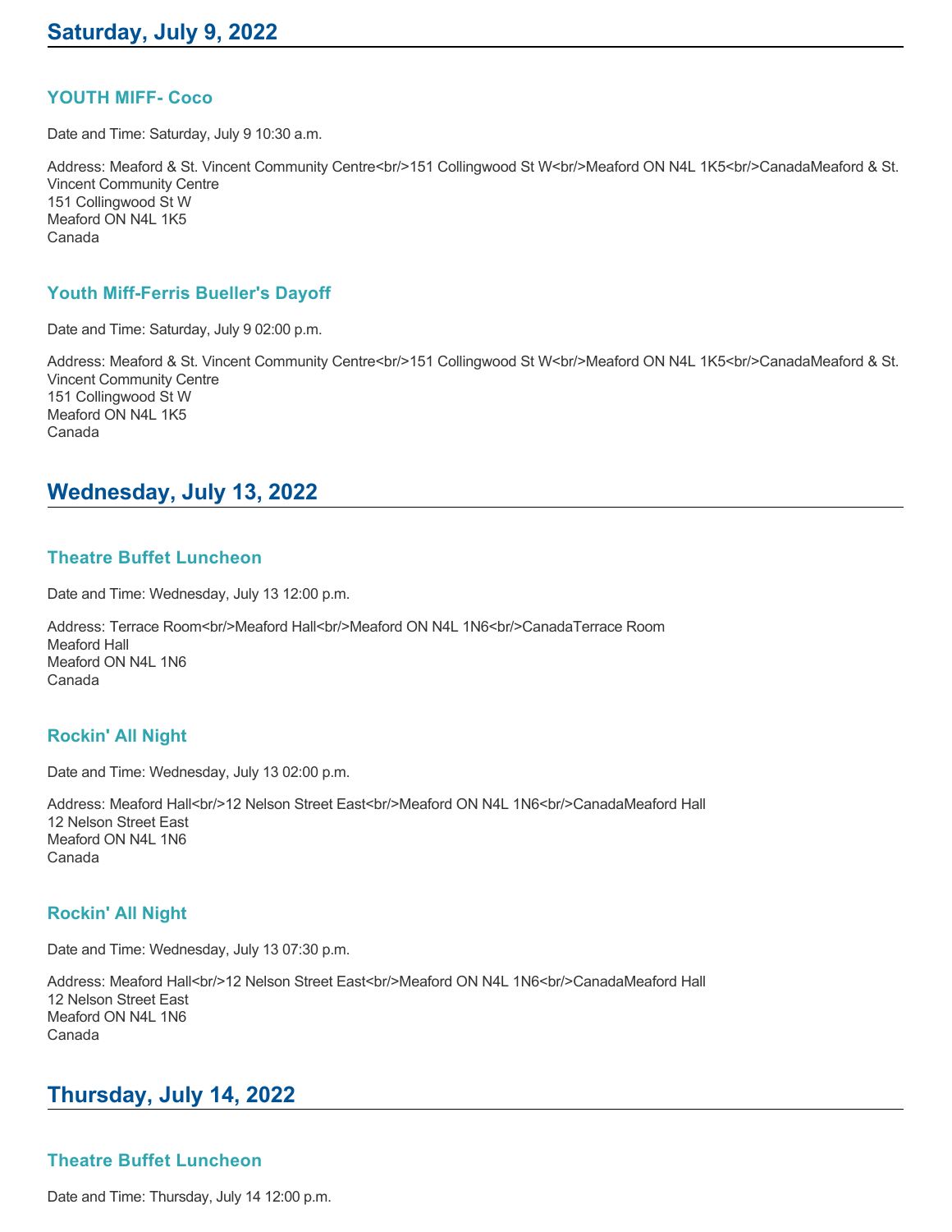## Saturday, July 9, 2022

### YOUTH MIFF- Coco

Date and Time: Saturday, July 9 10:30 a.m.

Address: Meaford & St. Vincent Community Centre<br/>151 Collingwood St W<br/>Meaford ON N4L 1K5<br/>CanadaMeaford & St. Vincent Community Centre
151 Collingwood St W
Meaford ON N4L 1K5
Canada

### Youth Miff-Ferris Bueller's Dayoff

Date and Time: Saturday, July 9 02:00 p.m.

Address: Meaford & St. Vincent Community Centre<br/>151 Collingwood St W<br/>Meaford ON N4L 1K5<br/>CanadaMeaford & St. Vincent Community Centre
151 Collingwood St W
Meaford ON N4L 1K5
Canada

## Wednesday, July 13, 2022

### Theatre Buffet Luncheon

Date and Time: Wednesday, July 13 12:00 p.m.

Address: Terrace Room<br/>Meaford Hall<br/>Meaford ON N4L 1N6<br/>CanadaTerrace Room
Meaford Hall
Meaford ON N4L 1N6
Canada

### Rockin' All Night

Date and Time: Wednesday, July 13 02:00 p.m.

Address: Meaford Hall<br/>12 Nelson Street East<br/>Meaford ON N4L 1N6<br/>CanadaMeaford Hall
12 Nelson Street East
Meaford ON N4L 1N6
Canada

### Rockin' All Night

Date and Time: Wednesday, July 13 07:30 p.m.

Address: Meaford Hall<br/>12 Nelson Street East<br/>Meaford ON N4L 1N6<br/>CanadaMeaford Hall
12 Nelson Street East
Meaford ON N4L 1N6
Canada

## Thursday, July 14, 2022

### Theatre Buffet Luncheon

Date and Time: Thursday, July 14 12:00 p.m.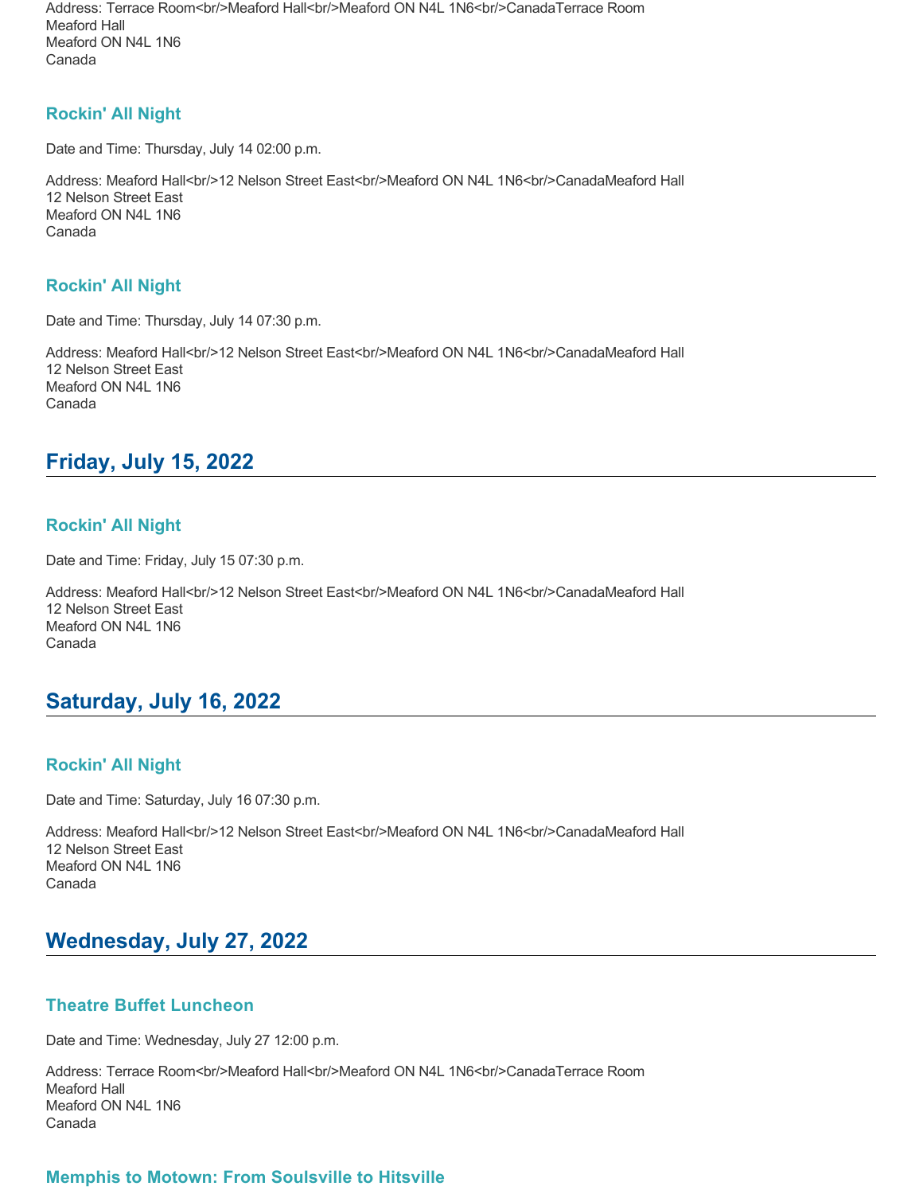Address: Terrace Room<br/>Meaford Hall<br/>Meaford ON N4L 1N6<br/>CanadaTerrace Room
Meaford Hall
Meaford ON N4L 1N6
Canada

### Rockin' All Night

Date and Time: Thursday, July 14 02:00 p.m.

Address: Meaford Hall<br/>12 Nelson Street East<br/>Meaford ON N4L 1N6<br/>CanadaMeaford Hall
12 Nelson Street East
Meaford ON N4L 1N6
Canada

### Rockin' All Night

Date and Time: Thursday, July 14 07:30 p.m.

Address: Meaford Hall<br/>12 Nelson Street East<br/>Meaford ON N4L 1N6<br/>CanadaMeaford Hall
12 Nelson Street East
Meaford ON N4L 1N6
Canada

## Friday, July 15, 2022

### Rockin' All Night

Date and Time: Friday, July 15 07:30 p.m.

Address: Meaford Hall<br/>12 Nelson Street East<br/>Meaford ON N4L 1N6<br/>CanadaMeaford Hall
12 Nelson Street East
Meaford ON N4L 1N6
Canada

## Saturday, July 16, 2022

### Rockin' All Night

Date and Time: Saturday, July 16 07:30 p.m.

Address: Meaford Hall<br/>12 Nelson Street East<br/>Meaford ON N4L 1N6<br/>CanadaMeaford Hall
12 Nelson Street East
Meaford ON N4L 1N6
Canada

## Wednesday, July 27, 2022

### Theatre Buffet Luncheon

Date and Time: Wednesday, July 27 12:00 p.m.

Address: Terrace Room<br/>Meaford Hall<br/>Meaford ON N4L 1N6<br/>CanadaTerrace Room
Meaford Hall
Meaford ON N4L 1N6
Canada

### Memphis to Motown: From Soulsville to Hitsville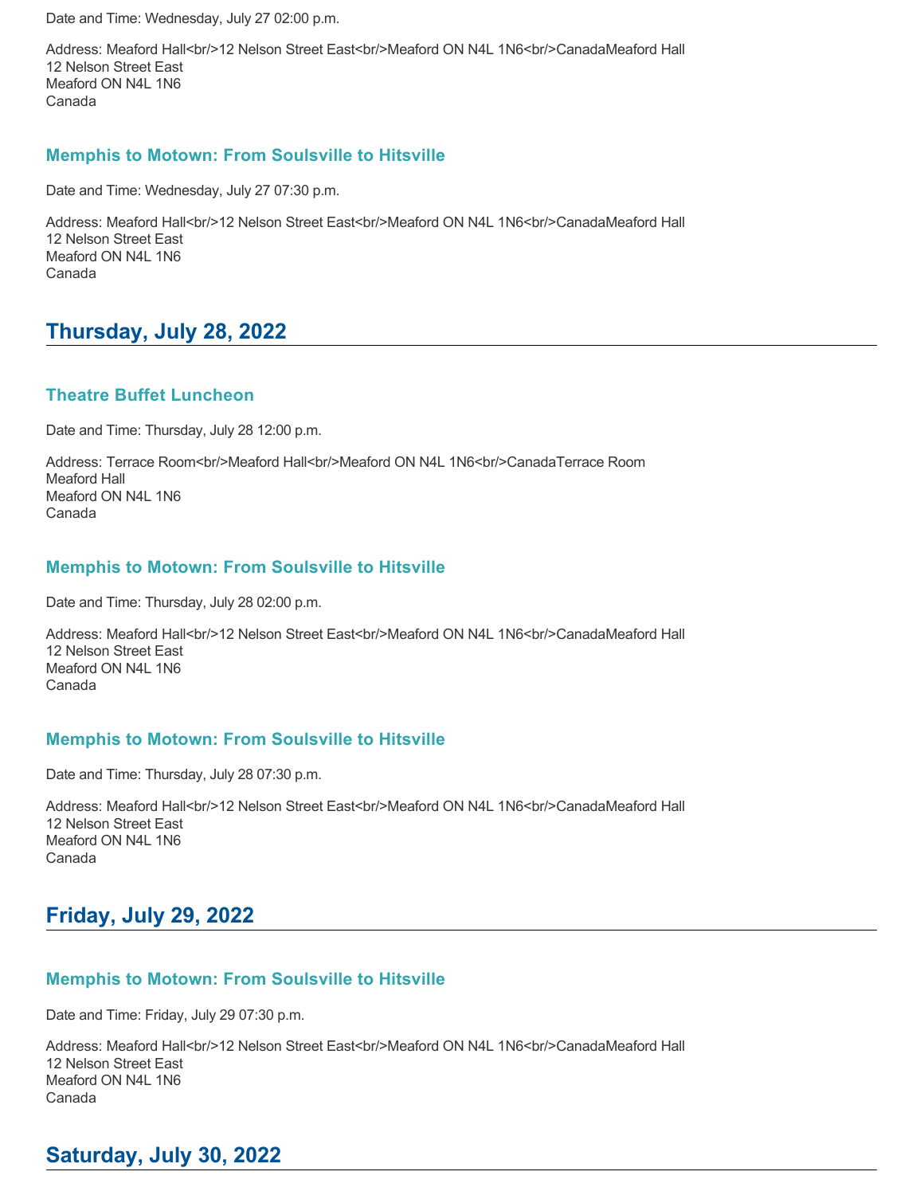Date and Time: Wednesday, July 27 02:00 p.m.

Address: Meaford Hall<br/>12 Nelson Street East<br/>Meaford ON N4L 1N6<br/>CanadaMeaford Hall
12 Nelson Street East
Meaford ON N4L 1N6
Canada

### Memphis to Motown: From Soulsville to Hitsville

Date and Time: Wednesday, July 27 07:30 p.m.

Address: Meaford Hall<br/>12 Nelson Street East<br/>Meaford ON N4L 1N6<br/>CanadaMeaford Hall
12 Nelson Street East
Meaford ON N4L 1N6
Canada

## Thursday, July 28, 2022

### Theatre Buffet Luncheon

Date and Time: Thursday, July 28 12:00 p.m.

Address: Terrace Room<br/>Meaford Hall<br/>Meaford ON N4L 1N6<br/>CanadaTerrace Room
Meaford Hall
Meaford ON N4L 1N6
Canada

### Memphis to Motown: From Soulsville to Hitsville

Date and Time: Thursday, July 28 02:00 p.m.

Address: Meaford Hall<br/>12 Nelson Street East<br/>Meaford ON N4L 1N6<br/>CanadaMeaford Hall
12 Nelson Street East
Meaford ON N4L 1N6
Canada

### Memphis to Motown: From Soulsville to Hitsville

Date and Time: Thursday, July 28 07:30 p.m.

Address: Meaford Hall<br/>12 Nelson Street East<br/>Meaford ON N4L 1N6<br/>CanadaMeaford Hall
12 Nelson Street East
Meaford ON N4L 1N6
Canada

## Friday, July 29, 2022

### Memphis to Motown: From Soulsville to Hitsville

Date and Time: Friday, July 29 07:30 p.m.

Address: Meaford Hall<br/>12 Nelson Street East<br/>Meaford ON N4L 1N6<br/>CanadaMeaford Hall
12 Nelson Street East
Meaford ON N4L 1N6
Canada

## Saturday, July 30, 2022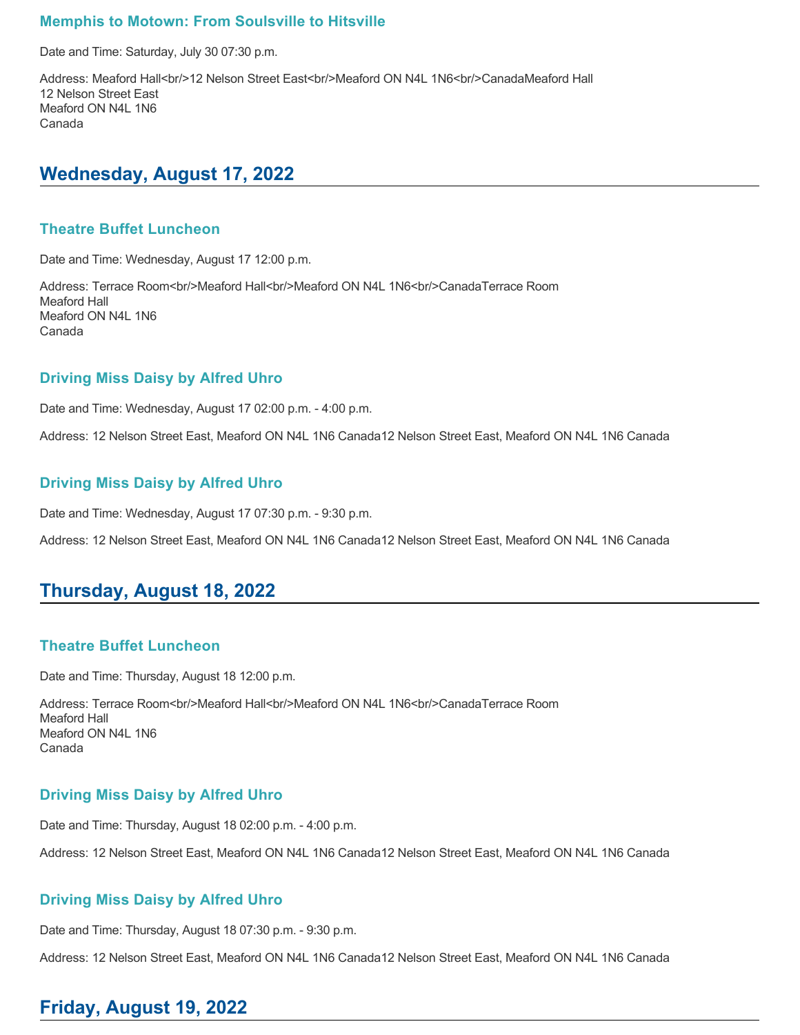### Memphis to Motown: From Soulsville to Hitsville

Date and Time: Saturday, July 30 07:30 p.m.

Address: Meaford Hall<br/>12 Nelson Street East<br/>Meaford ON N4L 1N6<br/>CanadaMeaford Hall
12 Nelson Street East
Meaford ON N4L 1N6
Canada

## Wednesday, August 17, 2022

### Theatre Buffet Luncheon

Date and Time: Wednesday, August 17 12:00 p.m.

Address: Terrace Room<br/>Meaford Hall<br/>Meaford ON N4L 1N6<br/>CanadaTerrace Room
Meaford Hall
Meaford ON N4L 1N6
Canada

### Driving Miss Daisy by Alfred Uhro

Date and Time: Wednesday, August 17 02:00 p.m. - 4:00 p.m.

Address: 12 Nelson Street East, Meaford ON N4L 1N6 Canada12 Nelson Street East, Meaford ON N4L 1N6 Canada

### Driving Miss Daisy by Alfred Uhro

Date and Time: Wednesday, August 17 07:30 p.m. - 9:30 p.m.

Address: 12 Nelson Street East, Meaford ON N4L 1N6 Canada12 Nelson Street East, Meaford ON N4L 1N6 Canada

## Thursday, August 18, 2022

### Theatre Buffet Luncheon

Date and Time: Thursday, August 18 12:00 p.m.

Address: Terrace Room<br/>Meaford Hall<br/>Meaford ON N4L 1N6<br/>CanadaTerrace Room
Meaford Hall
Meaford ON N4L 1N6
Canada

### Driving Miss Daisy by Alfred Uhro

Date and Time: Thursday, August 18 02:00 p.m. - 4:00 p.m.

Address: 12 Nelson Street East, Meaford ON N4L 1N6 Canada12 Nelson Street East, Meaford ON N4L 1N6 Canada

### Driving Miss Daisy by Alfred Uhro

Date and Time: Thursday, August 18 07:30 p.m. - 9:30 p.m.

Address: 12 Nelson Street East, Meaford ON N4L 1N6 Canada12 Nelson Street East, Meaford ON N4L 1N6 Canada

## Friday, August 19, 2022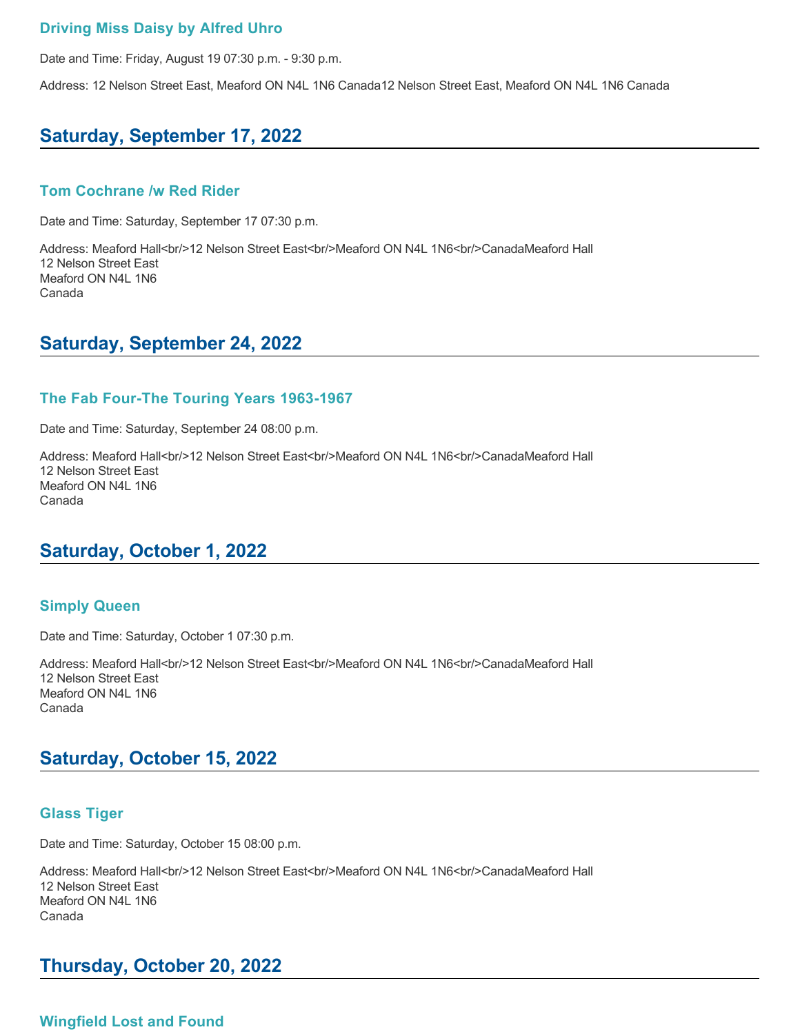### Driving Miss Daisy by Alfred Uhro

Date and Time: Friday, August 19 07:30 p.m. - 9:30 p.m.

Address: 12 Nelson Street East, Meaford ON N4L 1N6 Canada12 Nelson Street East, Meaford ON N4L 1N6 Canada

## Saturday, September 17, 2022

### Tom Cochrane /w Red Rider

Date and Time: Saturday, September 17 07:30 p.m.

Address: Meaford Hall<br/>12 Nelson Street East<br/>Meaford ON N4L 1N6<br/>CanadaMeaford Hall
12 Nelson Street East
Meaford ON N4L 1N6
Canada

## Saturday, September 24, 2022

### The Fab Four-The Touring Years 1963-1967

Date and Time: Saturday, September 24 08:00 p.m.

Address: Meaford Hall<br/>12 Nelson Street East<br/>Meaford ON N4L 1N6<br/>CanadaMeaford Hall
12 Nelson Street East
Meaford ON N4L 1N6
Canada

## Saturday, October 1, 2022

### Simply Queen

Date and Time: Saturday, October 1 07:30 p.m.

Address: Meaford Hall<br/>12 Nelson Street East<br/>Meaford ON N4L 1N6<br/>CanadaMeaford Hall
12 Nelson Street East
Meaford ON N4L 1N6
Canada

## Saturday, October 15, 2022

### Glass Tiger

Date and Time: Saturday, October 15 08:00 p.m.

Address: Meaford Hall<br/>12 Nelson Street East<br/>Meaford ON N4L 1N6<br/>CanadaMeaford Hall
12 Nelson Street East
Meaford ON N4L 1N6
Canada

## Thursday, October 20, 2022

### Wingfield Lost and Found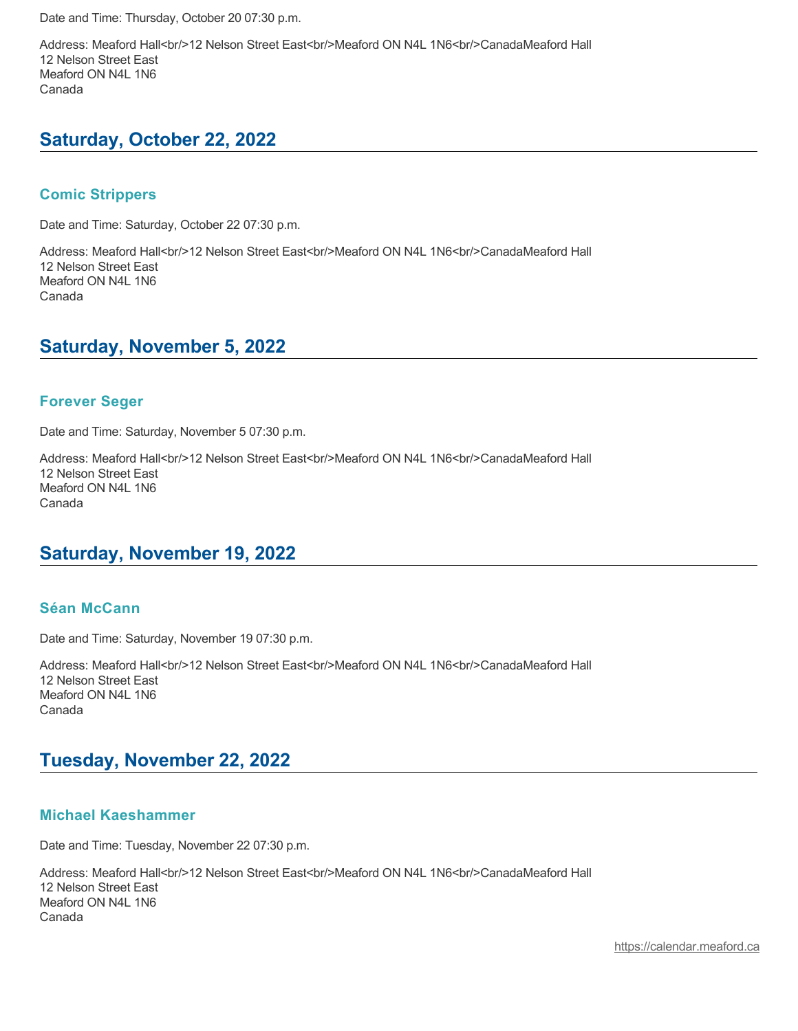Date and Time: Thursday, October 20 07:30 p.m.

Address: Meaford Hall<br/>12 Nelson Street East<br/>Meaford ON N4L 1N6<br/>CanadaMeaford Hall
12 Nelson Street East
Meaford ON N4L 1N6
Canada

## Saturday, October 22, 2022

### Comic Strippers

Date and Time: Saturday, October 22 07:30 p.m.

Address: Meaford Hall<br/>12 Nelson Street East<br/>Meaford ON N4L 1N6<br/>CanadaMeaford Hall
12 Nelson Street East
Meaford ON N4L 1N6
Canada

## Saturday, November 5, 2022

### Forever Seger

Date and Time: Saturday, November 5 07:30 p.m.

Address: Meaford Hall<br/>12 Nelson Street East<br/>Meaford ON N4L 1N6<br/>CanadaMeaford Hall
12 Nelson Street East
Meaford ON N4L 1N6
Canada

## Saturday, November 19, 2022

### Séan McCann

Date and Time: Saturday, November 19 07:30 p.m.

Address: Meaford Hall<br/>12 Nelson Street East<br/>Meaford ON N4L 1N6<br/>CanadaMeaford Hall
12 Nelson Street East
Meaford ON N4L 1N6
Canada

## Tuesday, November 22, 2022

### Michael Kaeshammer

Date and Time: Tuesday, November 22 07:30 p.m.

Address: Meaford Hall<br/>12 Nelson Street East<br/>Meaford ON N4L 1N6<br/>CanadaMeaford Hall
12 Nelson Street East
Meaford ON N4L 1N6
Canada

https://calendar.meaford.ca